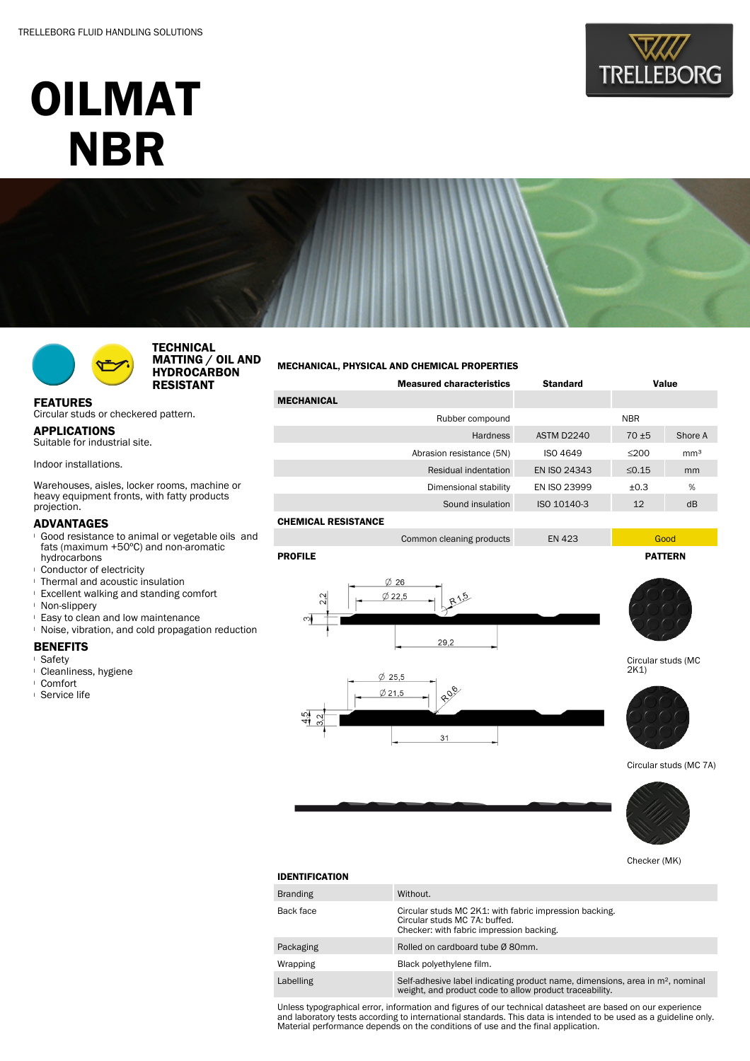# OILMAT NBR

## TECHNICAL MATTING / OIL AND HYDROCARBON RESISTANT

### FEATURES
Circular studs or checkered pattern.

### APPLICATIONS
Suitable for industrial site.

Indoor installations.

Warehouses, aisles, locker rooms, machine or heavy equipment fronts, with fatty products projection.

### ADVANTAGES
- Good resistance to animal or vegetable oils and fats (maximum +50ºC) and non-aromatic hydrocarbons
- Conductor of electricity
- Thermal and acoustic insulation
- Excellent walking and standing comfort
- Non-slippery
- Easy to clean and low maintenance
- Noise, vibration, and cold propagation reduction

### BENEFITS
- Safety
- Cleanliness, hygiene
- Comfort
- Service life

### MECHANICAL, PHYSICAL AND CHEMICAL PROPERTIES

| Measured characteristics | Standard | Value | |
|---|---|---|---|
| **MECHANICAL** | | | |
| Rubber compound | | NBR | |
| Hardness | ASTM D2240 | 70 ±5 | Shore A |
| Abrasion resistance (5N) | ISO 4649 | ≤200 | mm³ |
| Residual indentation | EN ISO 24343 | ≤0.15 | mm |
| Dimensional stability | EN ISO 23999 | ±0.3 | % |
| Sound insulation | ISO 10140-3 | 12 | dB |
| **CHEMICAL RESISTANCE** | | | |
| Common cleaning products | EN 423 | Good | |

### PROFILE

Circular studs (MC 2K1): Ø 26, Ø 22,5, R1,5, 2,2, 3, 29,2

Circular studs (MC 7A): Ø 25,5, Ø 21,5, R0,6, 4,5, 3,2, 31

### PATTERN

Circular studs (MC 2K1)

Circular studs (MC 7A)

Checker (MK)

### IDENTIFICATION

| | |
|---|---|
| Branding | Without. |
| Back face | Circular studs MC 2K1: with fabric impression backing.<br>Circular studs MC 7A: buffed.<br>Checker: with fabric impression backing. |
| Packaging | Rolled on cardboard tube Ø 80mm. |
| Wrapping | Black polyethylene film. |
| Labelling | Self-adhesive label indicating product name, dimensions, area in m², nominal weight, and product code to allow product traceability. |

Unless typographical error, information and figures of our technical datasheet are based on our experience and laboratory tests according to international standards. This data is intended to be used as a guideline only. Material performance depends on the conditions of use and the final application.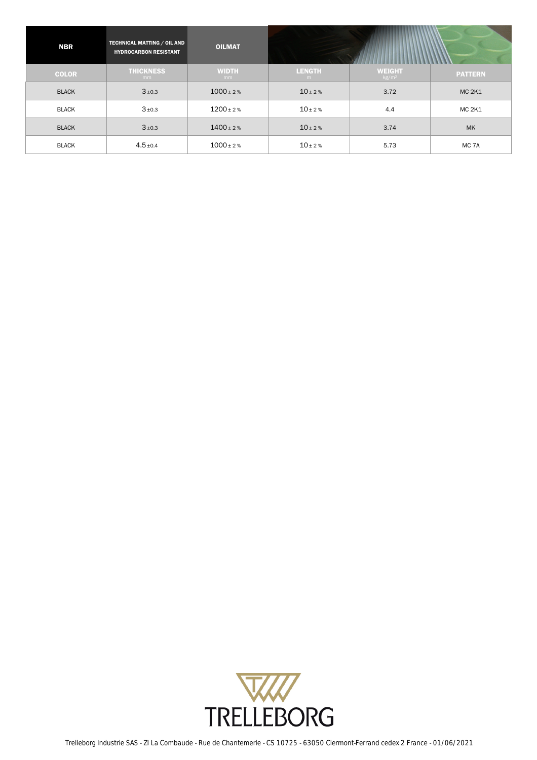| NBR | TECHNICAL MATTING / OIL AND HYDROCARBON RESISTANT | OILMAT | | | |
|---|---|---|---|---|---|
| **COLOR** | **THICKNESS** mm | **WIDTH** mm | **LENGTH** m | **WEIGHT** kg/m² | **PATTERN** |
| BLACK | 3 ±0.3 | 1000 ± 2 % | 10 ± 2 % | 3.72 | MC 2K1 |
| BLACK | 3 ±0.3 | 1200 ± 2 % | 10 ± 2 % | 4.4 | MC 2K1 |
| BLACK | 3 ±0.3 | 1400 ± 2 % | 10 ± 2 % | 3.74 | MK |
| BLACK | 4.5 ±0.4 | 1000 ± 2 % | 10 ± 2 % | 5.73 | MC 7A |

TRELLEBORG

Trelleborg Industrie SAS - ZI La Combaude - Rue de Chantemerle - CS 10725 - 63050 Clermont-Ferrand cedex 2 France - 01/06/2021